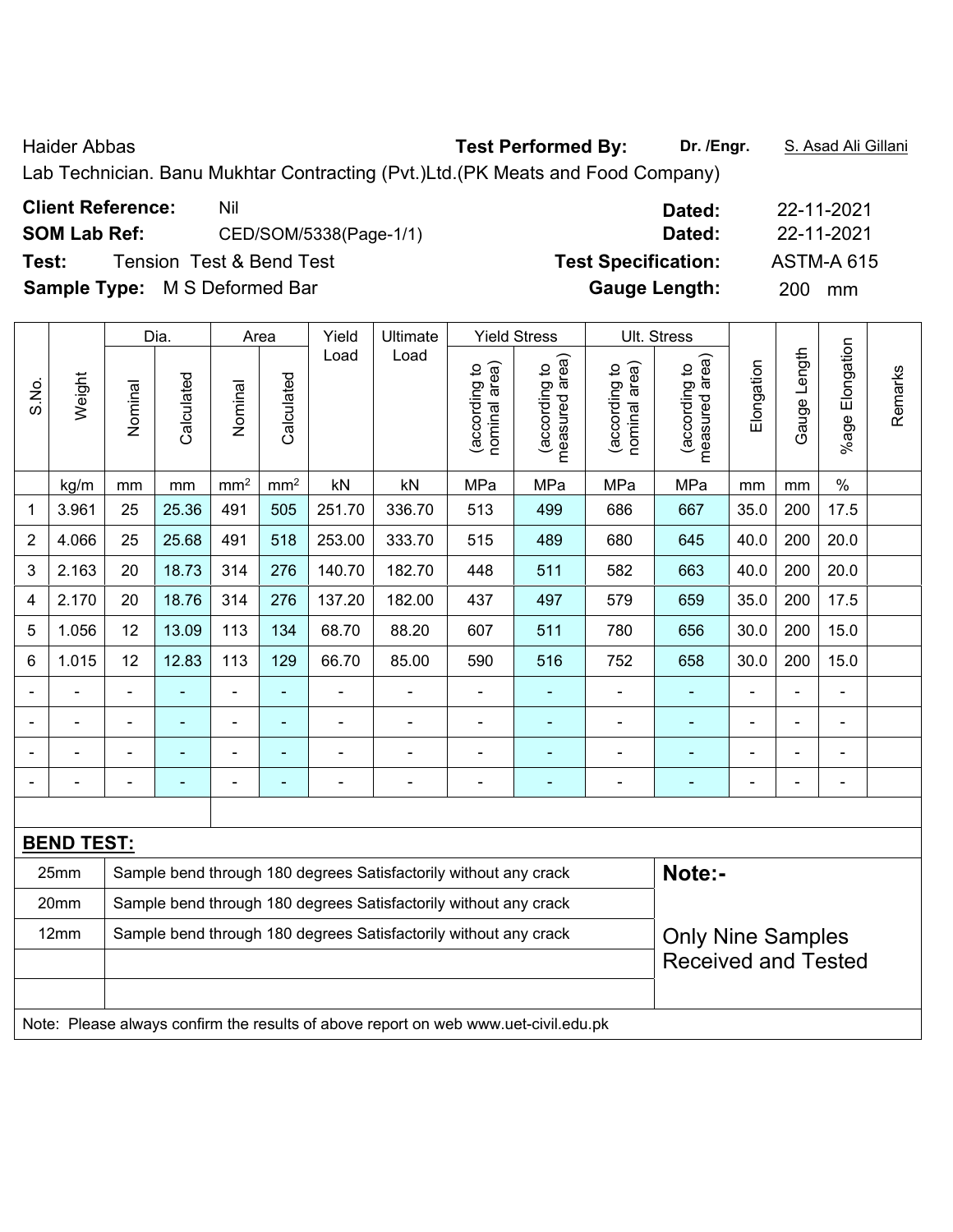Haider Abbas **Test Performed By:** **Dr. /Engr.** S. Asad Ali Gillani

Lab Technician. Banu Mukhtar Contracting (Pvt.)Ltd.(PK Meats and Food Company)

**Client Reference:** Nil **Dated:** 22-11-2021

**SOM Lab Ref:** CED/SOM/5338(Page-1/1) **Dated:** 22-11-2021

**Test:** Tension Test & Bend Test **Test Specification:** ASTM-A 615

**Sample Type:** M S Deformed Bar **Gauge Length:** 200 mm

| S.No. | Weight | Dia. | | Area | | Yield Load | Ultimate Load | Yield Stress | | Ult. Stress | | Elongation | Gauge Length | %age Elongation | Remarks |
|---|---|---|---|---|---|---|---|---|---|---|---|---|---|---|---|
| | | Nominal | Calculated | Nominal | Calculated | | | (according to nominal area) | (according to measured area) | (according to nominal area) | (according to measured area) | | | | |
| | kg/m | mm | mm | mm² | mm² | kN | kN | MPa | MPa | MPa | MPa | mm | mm | % | |
| 1 | 3.961 | 25 | 25.36 | 491 | 505 | 251.70 | 336.70 | 513 | 499 | 686 | 667 | 35.0 | 200 | 17.5 | |
| 2 | 4.066 | 25 | 25.68 | 491 | 518 | 253.00 | 333.70 | 515 | 489 | 680 | 645 | 40.0 | 200 | 20.0 | |
| 3 | 2.163 | 20 | 18.73 | 314 | 276 | 140.70 | 182.70 | 448 | 511 | 582 | 663 | 40.0 | 200 | 20.0 | |
| 4 | 2.170 | 20 | 18.76 | 314 | 276 | 137.20 | 182.00 | 437 | 497 | 579 | 659 | 35.0 | 200 | 17.5 | |
| 5 | 1.056 | 12 | 13.09 | 113 | 134 | 68.70 | 88.20 | 607 | 511 | 780 | 656 | 30.0 | 200 | 15.0 | |
| 6 | 1.015 | 12 | 12.83 | 113 | 129 | 66.70 | 85.00 | 590 | 516 | 752 | 658 | 30.0 | 200 | 15.0 | |
| - | - | - | - | - | - | - | - | - | - | - | - | - | - | - | |
| - | - | - | - | - | - | - | - | - | - | - | - | - | - | - | |
| - | - | - | - | - | - | - | - | - | - | - | - | - | - | - | |
| - | - | - | - | - | - | - | - | - | - | - | - | - | - | - | |

**BEND TEST:**

| | | |
|---|---|---|
| 25mm | Sample bend through 180 degrees Satisfactorily without any crack | **Note:-** |
| 20mm | Sample bend through 180 degrees Satisfactorily without any crack | |
| 12mm | Sample bend through 180 degrees Satisfactorily without any crack | Only Nine Samples Received and Tested |

Note: Please always confirm the results of above report on web www.uet-civil.edu.pk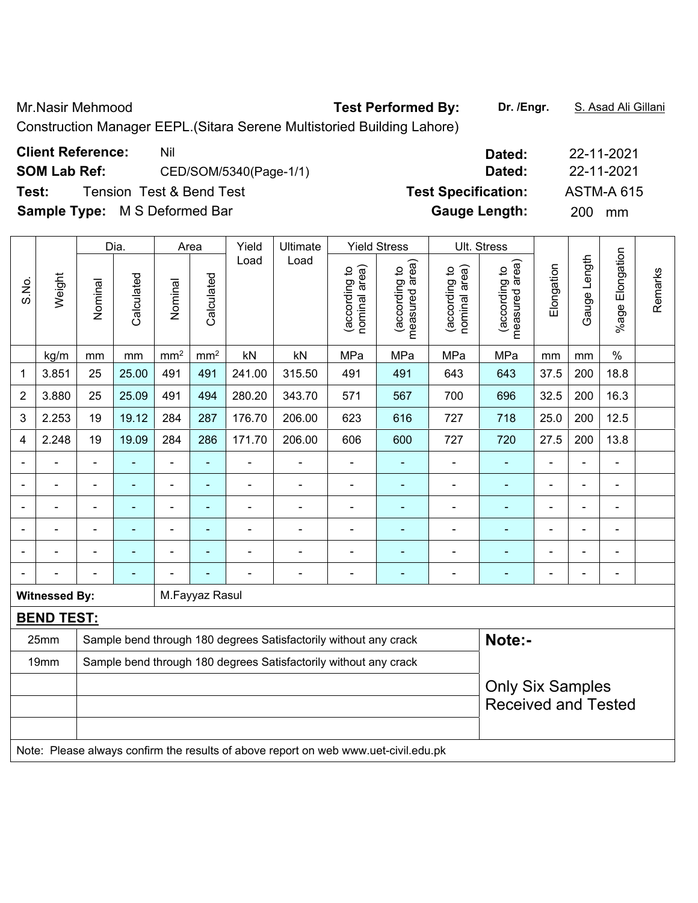Mr.Nasir Mehmood **Test Performed By:** **Dr. /Engr.** S. Asad Ali Gillani

Construction Manager EEPL.(Sitara Serene Multistoried Building Lahore)

**Client Reference:** Nil **Dated:** 22-11-2021

**SOM Lab Ref:** CED/SOM/5340(Page-1/1) **Dated:** 22-11-2021

**Test:** Tension Test & Bend Test **Test Specification:** ASTM-A 615

**Sample Type:** M S Deformed Bar **Gauge Length:** 200 mm

| S.No. | Weight | Dia. | | Area | | Yield Load | Ultimate Load | Yield Stress | | Ult. Stress | | Elongation | Gauge Length | %age Elongation | Remarks |
|---|---|---|---|---|---|---|---|---|---|---|---|---|---|---|---|
| | | Nominal | Calculated | Nominal | Calculated | | | (according to nominal area) | (according to measured area) | (according to nominal area) | (according to measured area) | | | | |
| | kg/m | mm | mm | mm² | mm² | kN | kN | MPa | MPa | MPa | MPa | mm | mm | % | |
| 1 | 3.851 | 25 | 25.00 | 491 | 491 | 241.00 | 315.50 | 491 | 491 | 643 | 643 | 37.5 | 200 | 18.8 | |
| 2 | 3.880 | 25 | 25.09 | 491 | 494 | 280.20 | 343.70 | 571 | 567 | 700 | 696 | 32.5 | 200 | 16.3 | |
| 3 | 2.253 | 19 | 19.12 | 284 | 287 | 176.70 | 206.00 | 623 | 616 | 727 | 718 | 25.0 | 200 | 12.5 | |
| 4 | 2.248 | 19 | 19.09 | 284 | 286 | 171.70 | 206.00 | 606 | 600 | 727 | 720 | 27.5 | 200 | 13.8 | |
| - | - | - | - | - | - | - | - | - | - | - | - | - | - | - | |
| - | - | - | - | - | - | - | - | - | - | - | - | - | - | - | |
| - | - | - | - | - | - | - | - | - | - | - | - | - | - | - | |
| - | - | - | - | - | - | - | - | - | - | - | - | - | - | - | |
| - | - | - | - | - | - | - | - | - | - | - | - | - | - | - | |
| - | - | - | - | - | - | - | - | - | - | - | - | - | - | - | |

**Witnessed By:** M.Fayyaz Rasul

**BEND TEST:**

| | | |
|---|---|---|
| 25mm | Sample bend through 180 degrees Satisfactorily without any crack | **Note:-** |
| 19mm | Sample bend through 180 degrees Satisfactorily without any crack | Only Six Samples Received and Tested |

Note: Please always confirm the results of above report on web www.uet-civil.edu.pk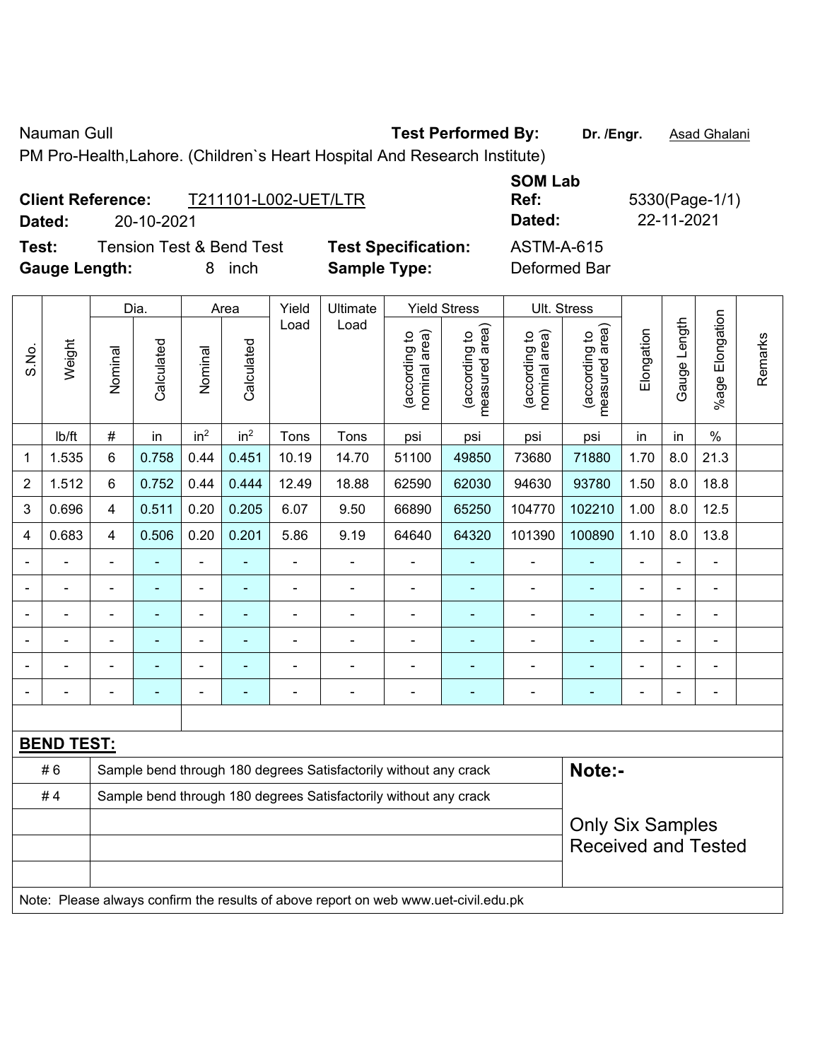Nauman Gull | **Test Performed By:** **Dr. /Engr.** Asad Ghalani

PM Pro-Health,Lahore. (Children`s Heart Hospital And Research Institute)

**Client Reference:** T211101-L002-UET/LTR | **SOM Lab Ref:** 5330(Page-1/1)

**Dated:** 20-10-2021 | **Dated:** 22-11-2021

**Test:** Tension Test & Bend Test | **Test Specification:** ASTM-A-615

**Gauge Length:** 8 inch | **Sample Type:** Deformed Bar

| S.No. | Weight | Dia. | | Area | | Yield Load | Ultimate Load | Yield Stress | | Ult. Stress | | Elongation | Gauge Length | %age Elongation | Remarks |
|---|---|---|---|---|---|---|---|---|---|---|---|---|---|---|---|
| | | Nominal | Calculated | Nominal | Calculated | | | (according to nominal area) | (according to measured area) | (according to nominal area) | (according to measured area) | | | | |
| | lb/ft | # | in | in$^2$ | in$^2$ | Tons | Tons | psi | psi | psi | psi | in | in | % | |
| 1 | 1.535 | 6 | 0.758 | 0.44 | 0.451 | 10.19 | 14.70 | 51100 | 49850 | 73680 | 71880 | 1.70 | 8.0 | 21.3 | |
| 2 | 1.512 | 6 | 0.752 | 0.44 | 0.444 | 12.49 | 18.88 | 62590 | 62030 | 94630 | 93780 | 1.50 | 8.0 | 18.8 | |
| 3 | 0.696 | 4 | 0.511 | 0.20 | 0.205 | 6.07 | 9.50 | 66890 | 65250 | 104770 | 102210 | 1.00 | 8.0 | 12.5 | |
| 4 | 0.683 | 4 | 0.506 | 0.20 | 0.201 | 5.86 | 9.19 | 64640 | 64320 | 101390 | 100890 | 1.10 | 8.0 | 13.8 | |
| - | - | - | - | - | - | - | - | - | - | - | - | - | - | - | |
| - | - | - | - | - | - | - | - | - | - | - | - | - | - | - | |
| - | - | - | - | - | - | - | - | - | - | - | - | - | - | - | |
| - | - | - | - | - | - | - | - | - | - | - | - | - | - | - | |
| - | - | - | - | - | - | - | - | - | - | - | - | - | - | - | |
| - | - | - | - | - | - | - | - | - | - | - | - | - | - | - | |

**BEND TEST:**

| | | |
|---|---|---|
| # 6 | Sample bend through 180 degrees Satisfactorily without any crack | **Note:-** |
| # 4 | Sample bend through 180 degrees Satisfactorily without any crack | Only Six Samples Received and Tested |

Note: Please always confirm the results of above report on web www.uet-civil.edu.pk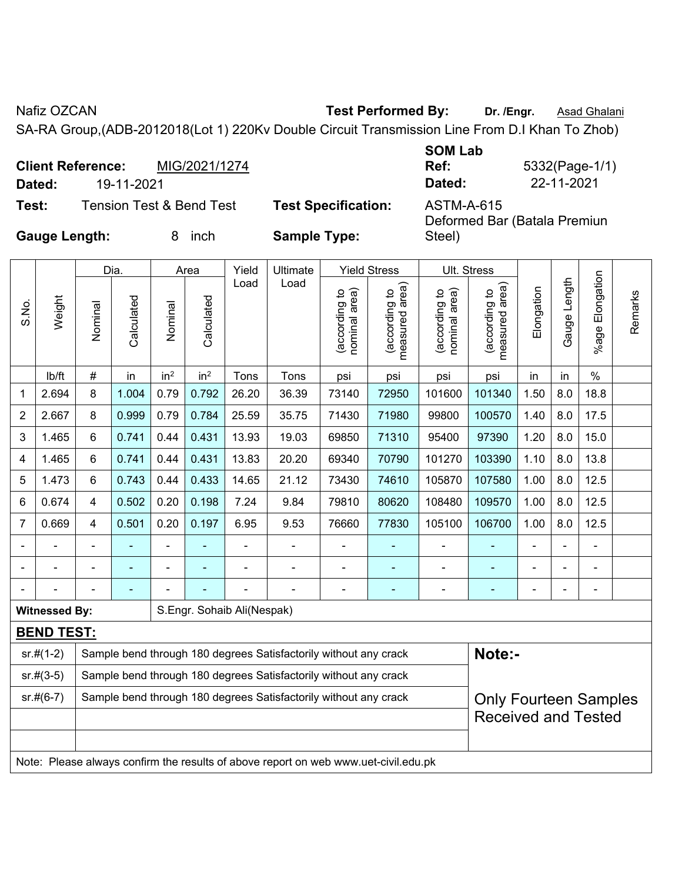Nafiz OZCAN **Test Performed By:** **Dr. /Engr.** Asad Ghalani

SA-RA Group,(ADB-2012018(Lot 1) 220Kv Double Circuit Transmission Line From D.I Khan To Zhob)

**Client Reference:** MIG/2021/1274

**Dated:** 19-11-2021

**SOM Lab Ref:** 5332(Page-1/1)

**Dated:** 22-11-2021

**Test:** Tension Test & Bend Test

**Test Specification:** ASTM-A-615

**Gauge Length:** 8 inch

**Sample Type:** Deformed Bar (Batala Premiun Steel)

| S.No. | Weight | Dia. | | Area | | Yield Load | Ultimate Load | Yield Stress | | Ult. Stress | | Elongation | Gauge Length | %age Elongation | Remarks |
|---|---|---|---|---|---|---|---|---|---|---|---|---|---|---|---|
| | | Nominal | Calculated | Nominal | Calculated | | | (according to nominal area) | (according to measured area) | (according to nominal area) | (according to measured area) | | | | |
| | lb/ft | # | in | $in^2$ | $in^2$ | Tons | Tons | psi | psi | psi | psi | in | in | % | |
| 1 | 2.694 | 8 | 1.004 | 0.79 | 0.792 | 26.20 | 36.39 | 73140 | 72950 | 101600 | 101340 | 1.50 | 8.0 | 18.8 | |
| 2 | 2.667 | 8 | 0.999 | 0.79 | 0.784 | 25.59 | 35.75 | 71430 | 71980 | 99800 | 100570 | 1.40 | 8.0 | 17.5 | |
| 3 | 1.465 | 6 | 0.741 | 0.44 | 0.431 | 13.93 | 19.03 | 69850 | 71310 | 95400 | 97390 | 1.20 | 8.0 | 15.0 | |
| 4 | 1.465 | 6 | 0.741 | 0.44 | 0.431 | 13.83 | 20.20 | 69340 | 70790 | 101270 | 103390 | 1.10 | 8.0 | 13.8 | |
| 5 | 1.473 | 6 | 0.743 | 0.44 | 0.433 | 14.65 | 21.12 | 73430 | 74610 | 105870 | 107580 | 1.00 | 8.0 | 12.5 | |
| 6 | 0.674 | 4 | 0.502 | 0.20 | 0.198 | 7.24 | 9.84 | 79810 | 80620 | 108480 | 109570 | 1.00 | 8.0 | 12.5 | |
| 7 | 0.669 | 4 | 0.501 | 0.20 | 0.197 | 6.95 | 9.53 | 76660 | 77830 | 105100 | 106700 | 1.00 | 8.0 | 12.5 | |
| - | - | - | - | - | - | - | - | - | - | - | - | - | - | - | |
| - | - | - | - | - | - | - | - | - | - | - | - | - | - | - | |
| - | - | - | - | - | - | - | - | - | - | - | - | - | - | - | |

**Witnessed By:** S.Engr. Sohaib Ali(Nespak)

**BEND TEST:**

| | | |
|---|---|---|
| sr.#(1-2) | Sample bend through 180 degrees Satisfactorily without any crack | **Note:-** |
| sr.#(3-5) | Sample bend through 180 degrees Satisfactorily without any crack | |
| sr.#(6-7) | Sample bend through 180 degrees Satisfactorily without any crack | Only Fourteen Samples Received and Tested |
| | | |
| | | |

Note: Please always confirm the results of above report on web www.uet-civil.edu.pk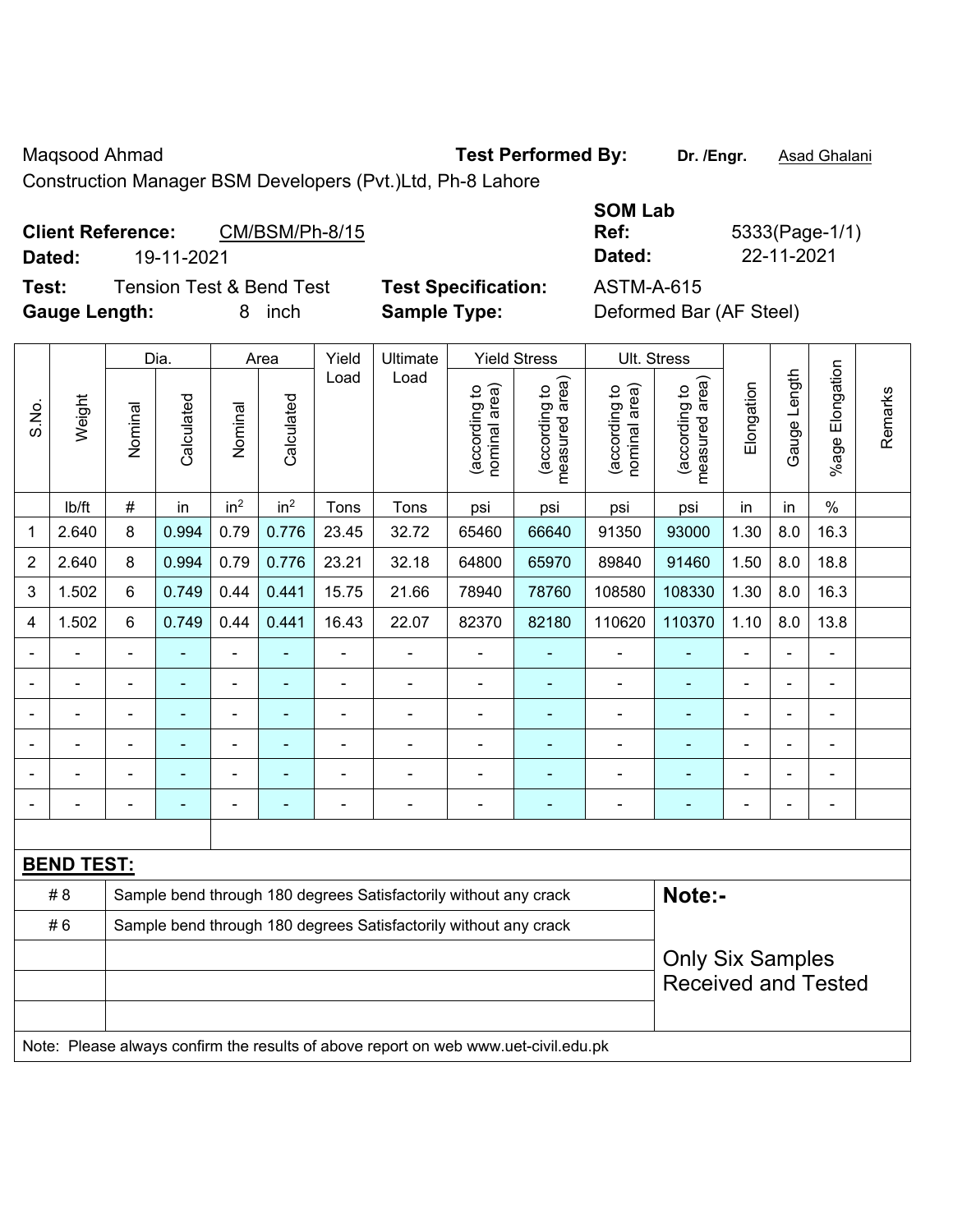Maqsood Ahmad

Construction Manager BSM Developers (Pvt.)Ltd, Ph-8 Lahore

**Test Performed By:** **Dr. /Engr.** Asad Ghalani

**Client Reference:** CM/BSM/Ph-8/15

**Dated:** 19-11-2021

**SOM Lab Ref:** 5333(Page-1/1)

**Dated:** 22-11-2021

**Test:** Tension Test & Bend Test

**Test Specification:** ASTM-A-615

**Gauge Length:** 8 inch

**Sample Type:** Deformed Bar (AF Steel)

| S.No. | Weight | Dia. | | Area | | Yield Load | Ultimate Load | Yield Stress | | Ult. Stress | | Elongation | Gauge Length | %age Elongation | Remarks |
|---|---|---|---|---|---|---|---|---|---|---|---|---|---|---|---|
| | | Nominal | Calculated | Nominal | Calculated | | | (according to nominal area) | (according to measured area) | (according to nominal area) | (according to measured area) | | | | |
| | lb/ft | # | in | $in^2$ | $in^2$ | Tons | Tons | psi | psi | psi | psi | in | in | % | |
| 1 | 2.640 | 8 | 0.994 | 0.79 | 0.776 | 23.45 | 32.72 | 65460 | 66640 | 91350 | 93000 | 1.30 | 8.0 | 16.3 | |
| 2 | 2.640 | 8 | 0.994 | 0.79 | 0.776 | 23.21 | 32.18 | 64800 | 65970 | 89840 | 91460 | 1.50 | 8.0 | 18.8 | |
| 3 | 1.502 | 6 | 0.749 | 0.44 | 0.441 | 15.75 | 21.66 | 78940 | 78760 | 108580 | 108330 | 1.30 | 8.0 | 16.3 | |
| 4 | 1.502 | 6 | 0.749 | 0.44 | 0.441 | 16.43 | 22.07 | 82370 | 82180 | 110620 | 110370 | 1.10 | 8.0 | 13.8 | |
| - | - | - | - | - | - | - | - | - | - | - | - | - | - | - | |
| - | - | - | - | - | - | - | - | - | - | - | - | - | - | - | |
| - | - | - | - | - | - | - | - | - | - | - | - | - | - | - | |
| - | - | - | - | - | - | - | - | - | - | - | - | - | - | - | |
| - | - | - | - | - | - | - | - | - | - | - | - | - | - | - | |
| - | - | - | - | - | - | - | - | - | - | - | - | - | - | - | |

**BEND TEST:**

| | | |
|---|---|---|
| # 8 | Sample bend through 180 degrees Satisfactorily without any crack | **Note:-** |
| # 6 | Sample bend through 180 degrees Satisfactorily without any crack | Only Six Samples Received and Tested |

Note: Please always confirm the results of above report on web www.uet-civil.edu.pk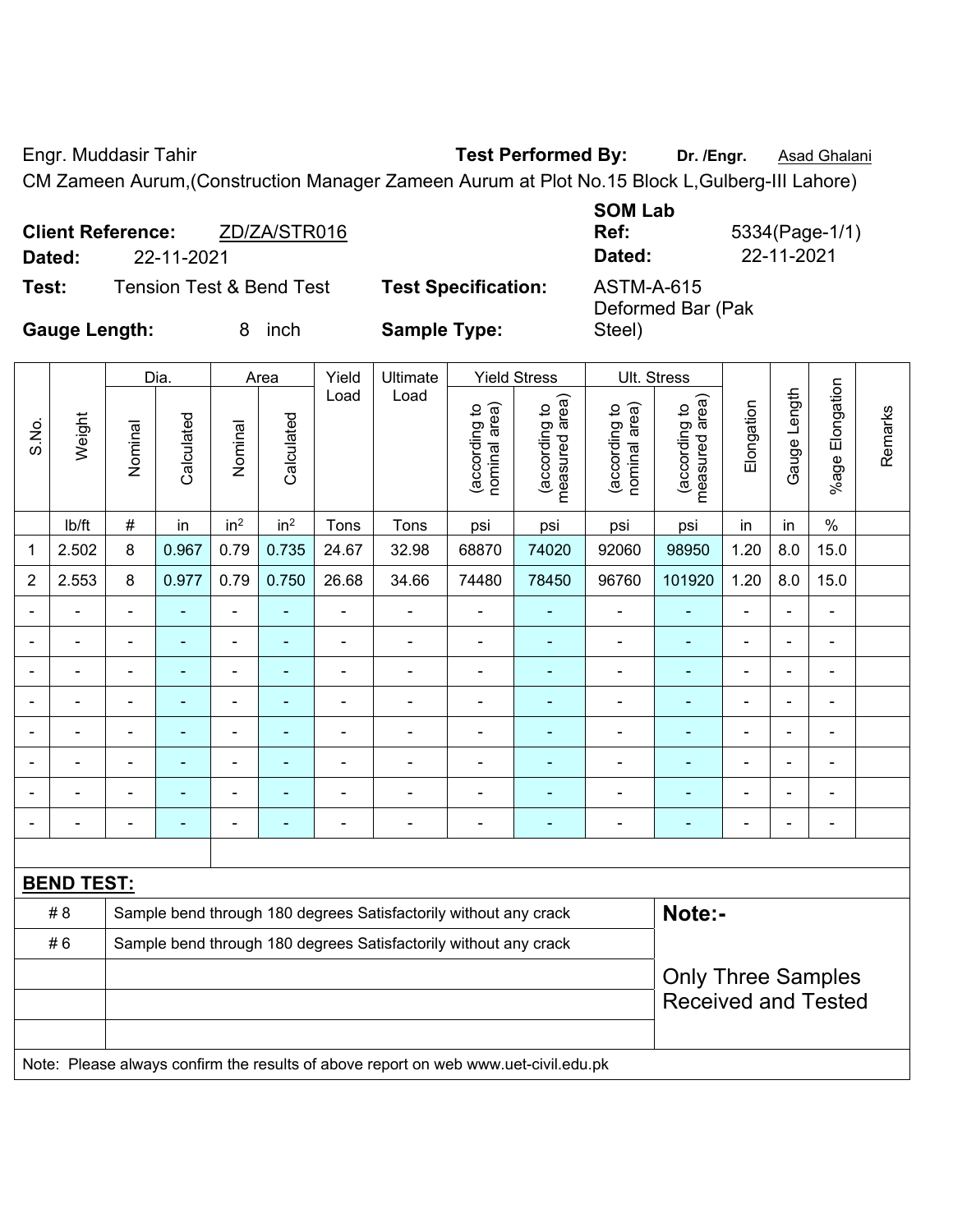Engr. Muddasir Tahir | **Test Performed By:** **Dr. /Engr.** Asad Ghalani

CM Zameen Aurum,(Construction Manager Zameen Aurum at Plot No.15 Block L,Gulberg-III Lahore)

**Client Reference:** ZD/ZA/STR016
**Dated:** 22-11-2021

**SOM Lab Ref:** 5334(Page-1/1)
**Dated:** 22-11-2021

**Test:** Tension Test & Bend Test
**Test Specification:** ASTM-A-615
**Gauge Length:** 8 inch
**Sample Type:** Deformed Bar (Pak Steel)

| S.No. | Weight | Dia. | | Area | | Yield Load | Ultimate Load | Yield Stress | | Ult. Stress | | Elongation | Gauge Length | %age Elongation | Remarks |
|---|---|---|---|---|---|---|---|---|---|---|---|---|---|---|---|
| | | Nominal | Calculated | Nominal | Calculated | | | (according to nominal area) | (according to measured area) | (according to nominal area) | (according to measured area) | | | | |
| | lb/ft | # | in | in² | in² | Tons | Tons | psi | psi | psi | psi | in | in | % | |
| 1 | 2.502 | 8 | 0.967 | 0.79 | 0.735 | 24.67 | 32.98 | 68870 | 74020 | 92060 | 98950 | 1.20 | 8.0 | 15.0 | |
| 2 | 2.553 | 8 | 0.977 | 0.79 | 0.750 | 26.68 | 34.66 | 74480 | 78450 | 96760 | 101920 | 1.20 | 8.0 | 15.0 | |
| - | - | - | - | - | - | - | - | - | - | - | - | - | - | - | |
| - | - | - | - | - | - | - | - | - | - | - | - | - | - | - | |
| - | - | - | - | - | - | - | - | - | - | - | - | - | - | - | |
| - | - | - | - | - | - | - | - | - | - | - | - | - | - | - | |
| - | - | - | - | - | - | - | - | - | - | - | - | - | - | - | |
| - | - | - | - | - | - | - | - | - | - | - | - | - | - | - | |
| - | - | - | - | - | - | - | - | - | - | - | - | - | - | - | |
| - | - | - | - | - | - | - | - | - | - | - | - | - | - | - | |

**BEND TEST:**

| | | |
|---|---|---|
| # 8 | Sample bend through 180 degrees Satisfactorily without any crack | **Note:-** |
| # 6 | Sample bend through 180 degrees Satisfactorily without any crack | Only Three Samples Received and Tested |

Note: Please always confirm the results of above report on web www.uet-civil.edu.pk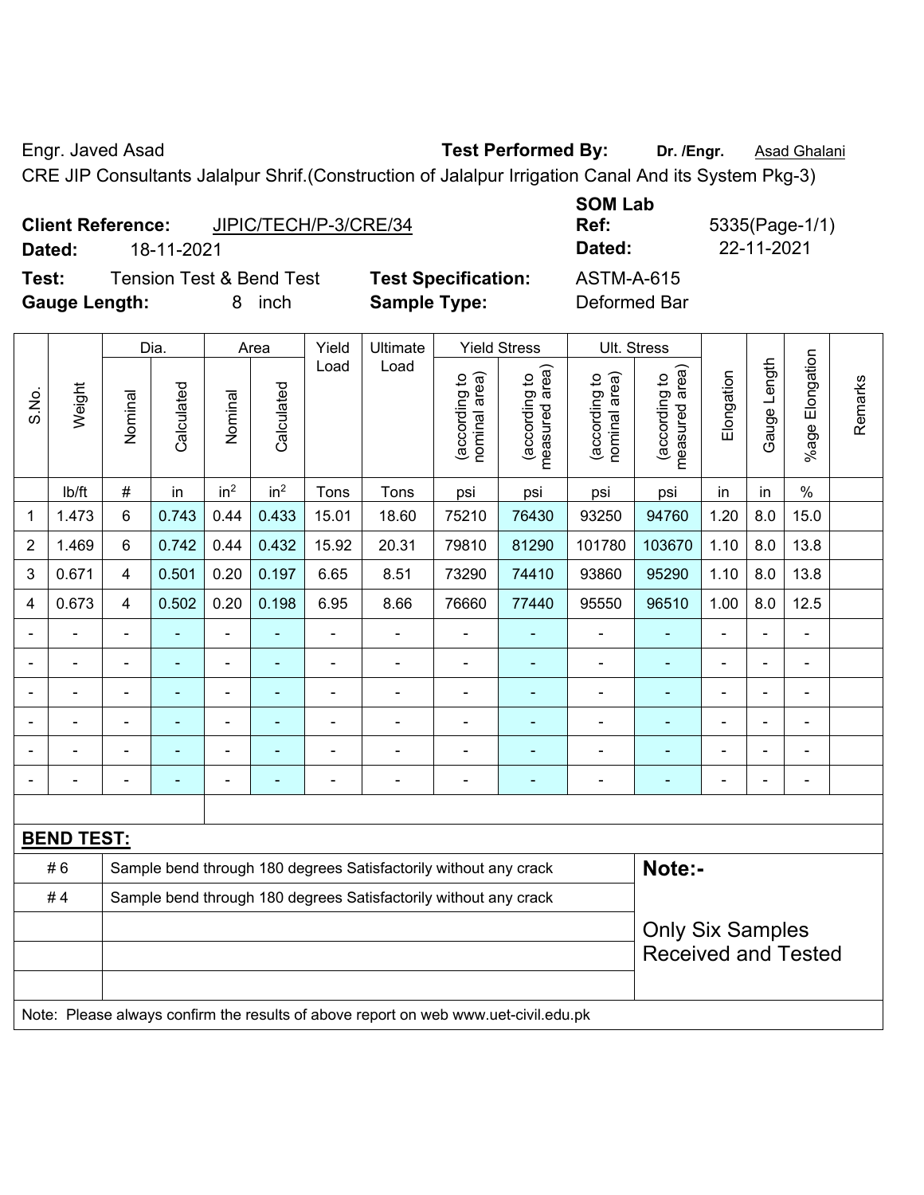Engr. Javed Asad **Test Performed By:** **Dr. /Engr.** Asad Ghalani

CRE JIP Consultants Jalalpur Shrif.(Construction of Jalalpur Irrigation Canal And its System Pkg-3)

**Client Reference:** JIPIC/TECH/P-3/CRE/34 **SOM Lab Ref:** 5335(Page-1/1)

**Dated:** 18-11-2021 **Dated:** 22-11-2021

**Test:** Tension Test & Bend Test **Test Specification:** ASTM-A-615

**Gauge Length:** 8 inch **Sample Type:** Deformed Bar

| S.No. | Weight | Dia. | | Area | | Yield Load | Ultimate Load | Yield Stress | | Ult. Stress | | Elongation | Gauge Length | %age Elongation | Remarks |
|---|---|---|---|---|---|---|---|---|---|---|---|---|---|---|---|
| | | Nominal | Calculated | Nominal | Calculated | | | (according to nominal area) | (according to measured area) | (according to nominal area) | (according to measured area) | | | | |
| | lb/ft | # | in | $in^2$ | $in^2$ | Tons | Tons | psi | psi | psi | psi | in | in | % | |
| 1 | 1.473 | 6 | 0.743 | 0.44 | 0.433 | 15.01 | 18.60 | 75210 | 76430 | 93250 | 94760 | 1.20 | 8.0 | 15.0 | |
| 2 | 1.469 | 6 | 0.742 | 0.44 | 0.432 | 15.92 | 20.31 | 79810 | 81290 | 101780 | 103670 | 1.10 | 8.0 | 13.8 | |
| 3 | 0.671 | 4 | 0.501 | 0.20 | 0.197 | 6.65 | 8.51 | 73290 | 74410 | 93860 | 95290 | 1.10 | 8.0 | 13.8 | |
| 4 | 0.673 | 4 | 0.502 | 0.20 | 0.198 | 6.95 | 8.66 | 76660 | 77440 | 95550 | 96510 | 1.00 | 8.0 | 12.5 | |
| - | - | - | - | - | - | - | - | - | - | - | - | - | - | - | |
| - | - | - | - | - | - | - | - | - | - | - | - | - | - | - | |
| - | - | - | - | - | - | - | - | - | - | - | - | - | - | - | |
| - | - | - | - | - | - | - | - | - | - | - | - | - | - | - | |
| - | - | - | - | - | - | - | - | - | - | - | - | - | - | - | |
| - | - | - | - | - | - | - | - | - | - | - | - | - | - | - | |

**BEND TEST:**

| | | |
|---|---|---|
| # 6 | Sample bend through 180 degrees Satisfactorily without any crack | **Note:-** |
| # 4 | Sample bend through 180 degrees Satisfactorily without any crack | Only Six Samples Received and Tested |

Note: Please always confirm the results of above report on web www.uet-civil.edu.pk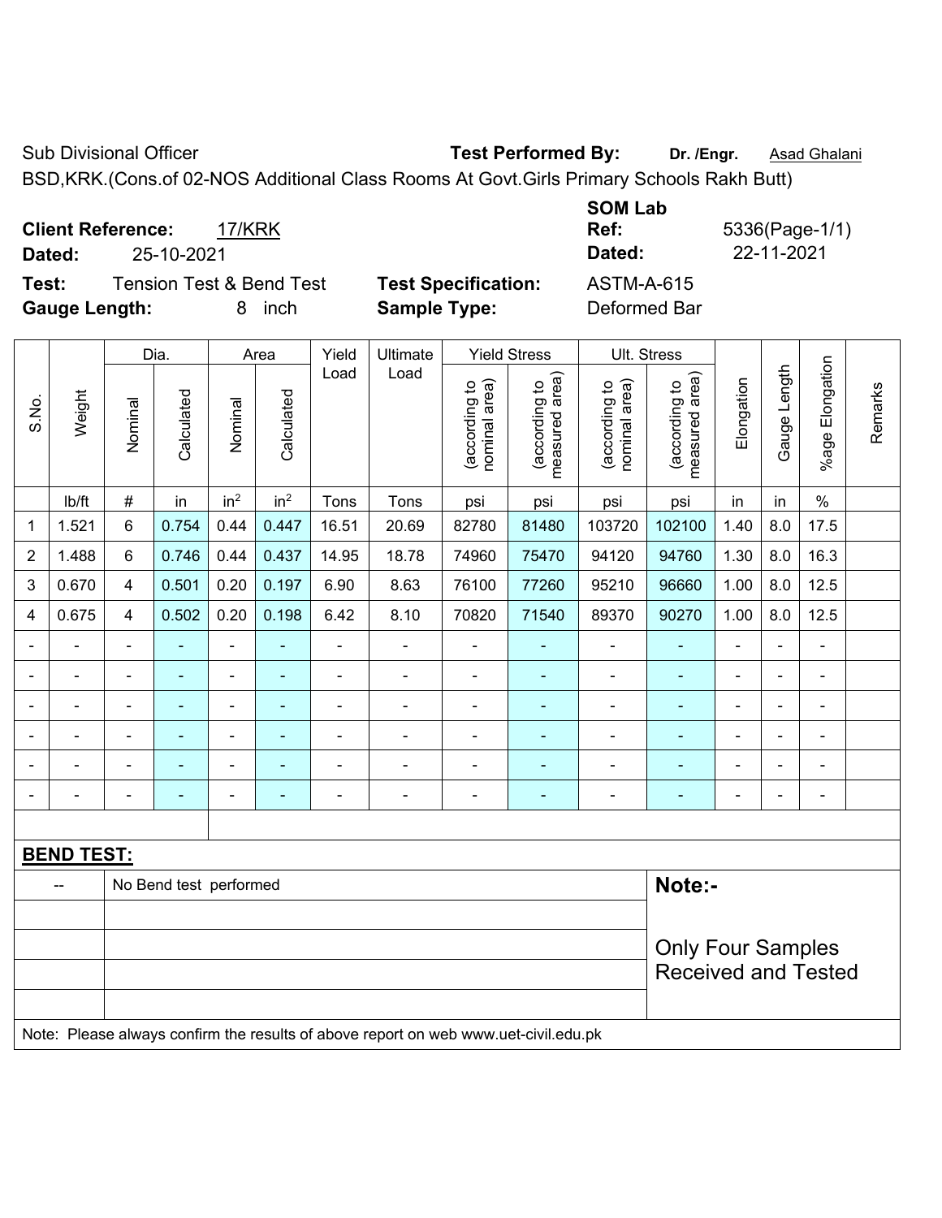Sub Divisional Officer **Test Performed By:** **Dr. /Engr.** Asad Ghalani

BSD,KRK.(Cons.of 02-NOS Additional Class Rooms At Govt.Girls Primary Schools Rakh Butt)

**Client Reference:** 17/KRK

**Dated:** 25-10-2021

**SOM Lab Ref:** 5336(Page-1/1)

**Dated:** 22-11-2021

**Test:** Tension Test & Bend Test **Test Specification:** ASTM-A-615

**Gauge Length:** 8 inch **Sample Type:** Deformed Bar

| S.No. | Weight | Dia. | | Area | | Yield Load | Ultimate Load | Yield Stress | | Ult. Stress | | Elongation | Gauge Length | %age Elongation | Remarks |
|---|---|---|---|---|---|---|---|---|---|---|---|---|---|---|---|
| | | Nominal | Calculated | Nominal | Calculated | | | (according to nominal area) | (according to measured area) | (according to nominal area) | (according to measured area) | | | | |
| | lb/ft | # | in | in² | in² | Tons | Tons | psi | psi | psi | psi | in | in | % | |
| 1 | 1.521 | 6 | 0.754 | 0.44 | 0.447 | 16.51 | 20.69 | 82780 | 81480 | 103720 | 102100 | 1.40 | 8.0 | 17.5 | |
| 2 | 1.488 | 6 | 0.746 | 0.44 | 0.437 | 14.95 | 18.78 | 74960 | 75470 | 94120 | 94760 | 1.30 | 8.0 | 16.3 | |
| 3 | 0.670 | 4 | 0.501 | 0.20 | 0.197 | 6.90 | 8.63 | 76100 | 77260 | 95210 | 96660 | 1.00 | 8.0 | 12.5 | |
| 4 | 0.675 | 4 | 0.502 | 0.20 | 0.198 | 6.42 | 8.10 | 70820 | 71540 | 89370 | 90270 | 1.00 | 8.0 | 12.5 | |
| - | - | - | - | - | - | - | - | - | - | - | - | - | - | - | |
| - | - | - | - | - | - | - | - | - | - | - | - | - | - | - | |
| - | - | - | - | - | - | - | - | - | - | - | - | - | - | - | |
| - | - | - | - | - | - | - | - | - | - | - | - | - | - | - | |
| - | - | - | - | - | - | - | - | - | - | - | - | - | - | - | |
| - | - | - | - | - | - | - | - | - | - | - | - | - | - | - | |

**BEND TEST:**

| -- | No Bend test performed | **Note:-** Only Four Samples Received and Tested |
|---|---|---|

Note: Please always confirm the results of above report on web www.uet-civil.edu.pk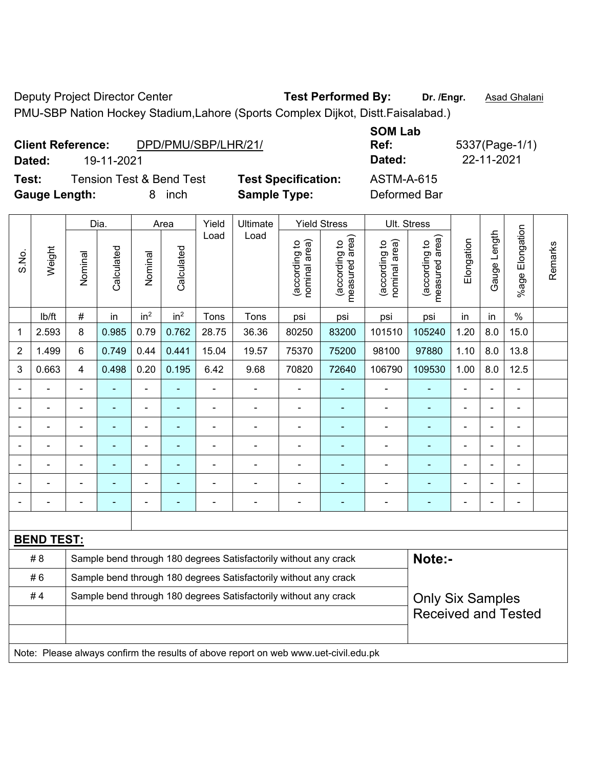Deputy Project Director Center **Test Performed By:** **Dr. /Engr.** Asad Ghalani

PMU-SBP Nation Hockey Stadium,Lahore (Sports Complex Dijkot, Distt.Faisalabad.)

**Client Reference:** DPD/PMU/SBP/LHR/21/ **SOM Lab Ref:** 5337(Page-1/1)

**Dated:** 19-11-2021 **Dated:** 22-11-2021

**Test:** Tension Test & Bend Test **Test Specification:** ASTM-A-615

**Gauge Length:** 8 inch **Sample Type:** Deformed Bar

| S.No. | Weight | Dia. | | Area | | Yield Load | Ultimate Load | Yield Stress | | Ult. Stress | | Elongation | Gauge Length | %age Elongation | Remarks |
|---|---|---|---|---|---|---|---|---|---|---|---|---|---|---|---|
| | | Nominal | Calculated | Nominal | Calculated | | | (according to nominal area) | (according to measured area) | (according to nominal area) | (according to measured area) | | | | |
| | lb/ft | # | in | in$^2$ | in$^2$ | Tons | Tons | psi | psi | psi | psi | in | in | % | |
| 1 | 2.593 | 8 | 0.985 | 0.79 | 0.762 | 28.75 | 36.36 | 80250 | 83200 | 101510 | 105240 | 1.20 | 8.0 | 15.0 | |
| 2 | 1.499 | 6 | 0.749 | 0.44 | 0.441 | 15.04 | 19.57 | 75370 | 75200 | 98100 | 97880 | 1.10 | 8.0 | 13.8 | |
| 3 | 0.663 | 4 | 0.498 | 0.20 | 0.195 | 6.42 | 9.68 | 70820 | 72640 | 106790 | 109530 | 1.00 | 8.0 | 12.5 | |
| - | - | - | - | - | - | - | - | - | - | - | - | - | - | - | |
| - | - | - | - | - | - | - | - | - | - | - | - | - | - | - | |
| - | - | - | - | - | - | - | - | - | - | - | - | - | - | - | |
| - | - | - | - | - | - | - | - | - | - | - | - | - | - | - | |
| - | - | - | - | - | - | - | - | - | - | - | - | - | - | - | |
| - | - | - | - | - | - | - | - | - | - | - | - | - | - | - | |
| - | - | - | - | - | - | - | - | - | - | - | - | - | - | - | |

**BEND TEST:**

| | | |
|---|---|---|
| # 8 | Sample bend through 180 degrees Satisfactorily without any crack | **Note:-** |
| # 6 | Sample bend through 180 degrees Satisfactorily without any crack | |
| # 4 | Sample bend through 180 degrees Satisfactorily without any crack | Only Six Samples Received and Tested |
| | | |
| | | |

Note: Please always confirm the results of above report on web www.uet-civil.edu.pk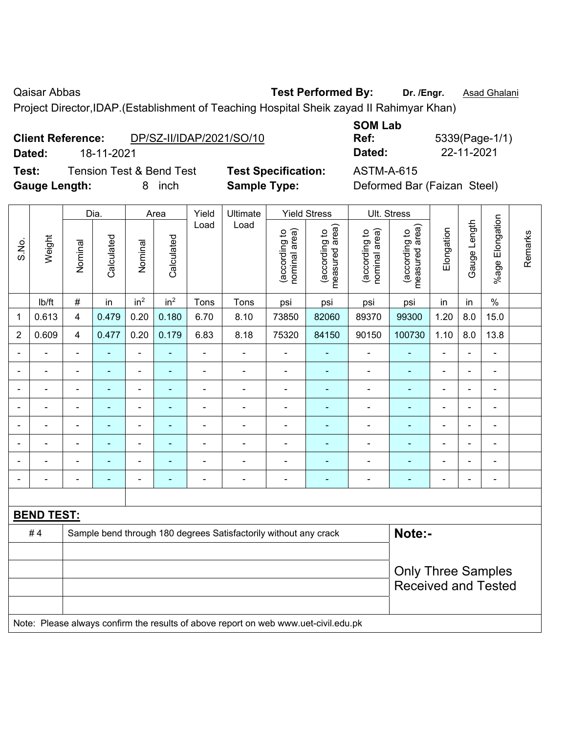Qaisar Abbas

**Test Performed By:** **Dr. /Engr.** Asad Ghalani

Project Director,IDAP.(Establishment of Teaching Hospital Sheik zayad II Rahimyar Khan)

**Client Reference:** DP/SZ-II/IDAP/2021/SO/10

**Dated:** 18-11-2021

**SOM Lab Ref:** 5339(Page-1/1)

**Dated:** 22-11-2021

**Test:** Tension Test & Bend Test

**Test Specification:** ASTM-A-615

**Gauge Length:** 8 inch

**Sample Type:** Deformed Bar (Faizan Steel)

| S.No. | Weight | Dia. | | Area | | Yield Load | Ultimate Load | Yield Stress | | Ult. Stress | | Elongation | Gauge Length | %age Elongation | Remarks |
|---|---|---|---|---|---|---|---|---|---|---|---|---|---|---|---|
| | | Nominal | Calculated | Nominal | Calculated | | | (according to nominal area) | (according to measured area) | (according to nominal area) | (according to measured area) | | | | |
| | lb/ft | # | in | $in^2$ | $in^2$ | Tons | Tons | psi | psi | psi | psi | in | in | % | |
| 1 | 0.613 | 4 | 0.479 | 0.20 | 0.180 | 6.70 | 8.10 | 73850 | 82060 | 89370 | 99300 | 1.20 | 8.0 | 15.0 | |
| 2 | 0.609 | 4 | 0.477 | 0.20 | 0.179 | 6.83 | 8.18 | 75320 | 84150 | 90150 | 100730 | 1.10 | 8.0 | 13.8 | |
| - | - | - | - | - | - | - | - | - | - | - | - | - | - | - | |
| - | - | - | - | - | - | - | - | - | - | - | - | - | - | - | |
| - | - | - | - | - | - | - | - | - | - | - | - | - | - | - | |
| - | - | - | - | - | - | - | - | - | - | - | - | - | - | - | |
| - | - | - | - | - | - | - | - | - | - | - | - | - | - | - | |
| - | - | - | - | - | - | - | - | - | - | - | - | - | - | - | |
| - | - | - | - | - | - | - | - | - | - | - | - | - | - | - | |
| - | - | - | - | - | - | - | - | - | - | - | - | - | - | - | |

**BEND TEST:**

| | | |
|---|---|---|
| # 4 | Sample bend through 180 degrees Satisfactorily without any crack | **Note:-** |
| | | Only Three Samples Received and Tested |

Note: Please always confirm the results of above report on web www.uet-civil.edu.pk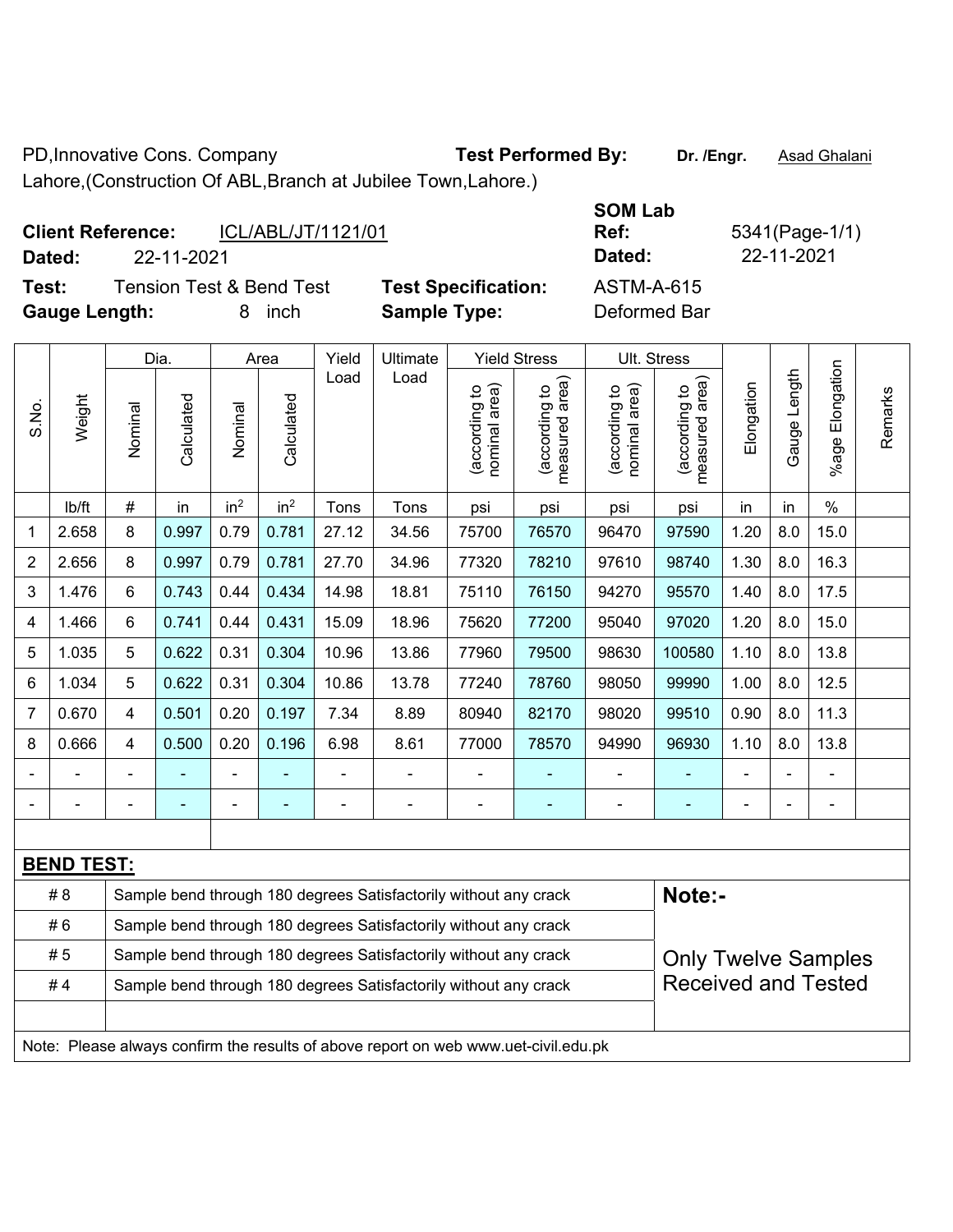PD,Innovative Cons. Company

Lahore,(Construction Of ABL,Branch at Jubilee Town,Lahore.)

**Test Performed By:** **Dr. /Engr.** Asad Ghalani

**SOM Lab**

**Client Reference:** ICL/ABL/JT/1121/01

**Dated:** 22-11-2021

**Ref:** 5341(Page-1/1)

**Dated:** 22-11-2021

**Test:** Tension Test & Bend Test

**Test Specification:** ASTM-A-615

**Gauge Length:** 8 inch

**Sample Type:** Deformed Bar

| S.No. | Weight | Dia. | | Area | | Yield Load | Ultimate Load | Yield Stress | | Ult. Stress | | Elongation | Gauge Length | %age Elongation | Remarks |
|---|---|---|---|---|---|---|---|---|---|---|---|---|---|---|---|
| | | Nominal | Calculated | Nominal | Calculated | | | (according to nominal area) | (according to measured area) | (according to nominal area) | (according to measured area) | | | | |
| | lb/ft | # | in | $in^2$ | $in^2$ | Tons | Tons | psi | psi | psi | psi | in | in | % | |
| 1 | 2.658 | 8 | 0.997 | 0.79 | 0.781 | 27.12 | 34.56 | 75700 | 76570 | 96470 | 97590 | 1.20 | 8.0 | 15.0 | |
| 2 | 2.656 | 8 | 0.997 | 0.79 | 0.781 | 27.70 | 34.96 | 77320 | 78210 | 97610 | 98740 | 1.30 | 8.0 | 16.3 | |
| 3 | 1.476 | 6 | 0.743 | 0.44 | 0.434 | 14.98 | 18.81 | 75110 | 76150 | 94270 | 95570 | 1.40 | 8.0 | 17.5 | |
| 4 | 1.466 | 6 | 0.741 | 0.44 | 0.431 | 15.09 | 18.96 | 75620 | 77200 | 95040 | 97020 | 1.20 | 8.0 | 15.0 | |
| 5 | 1.035 | 5 | 0.622 | 0.31 | 0.304 | 10.96 | 13.86 | 77960 | 79500 | 98630 | 100580 | 1.10 | 8.0 | 13.8 | |
| 6 | 1.034 | 5 | 0.622 | 0.31 | 0.304 | 10.86 | 13.78 | 77240 | 78760 | 98050 | 99990 | 1.00 | 8.0 | 12.5 | |
| 7 | 0.670 | 4 | 0.501 | 0.20 | 0.197 | 7.34 | 8.89 | 80940 | 82170 | 98020 | 99510 | 0.90 | 8.0 | 11.3 | |
| 8 | 0.666 | 4 | 0.500 | 0.20 | 0.196 | 6.98 | 8.61 | 77000 | 78570 | 94990 | 96930 | 1.10 | 8.0 | 13.8 | |
| - | - | - | - | - | - | - | - | - | - | - | - | - | - | - | |
| - | - | - | - | - | - | - | - | - | - | - | - | - | - | - | |

**BEND TEST:**

| | |
|---|---|
| # 8 | Sample bend through 180 degrees Satisfactorily without any crack |
| # 6 | Sample bend through 180 degrees Satisfactorily without any crack |
| # 5 | Sample bend through 180 degrees Satisfactorily without any crack |
| # 4 | Sample bend through 180 degrees Satisfactorily without any crack |

**Note:-**

Only Twelve Samples Received and Tested

Note: Please always confirm the results of above report on web www.uet-civil.edu.pk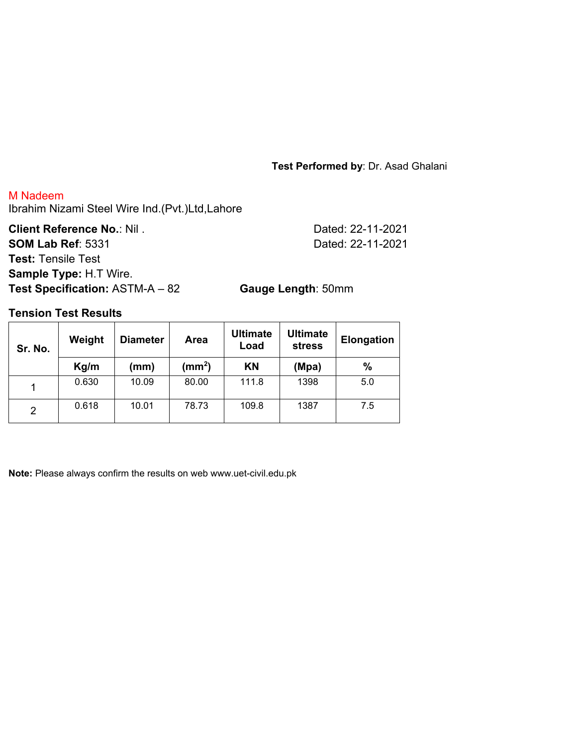**Test Performed by**: Dr. Asad Ghalani

M Nadeem
Ibrahim Nizami Steel Wire Ind.(Pvt.)Ltd,Lahore

**Client Reference No.**: Nil . Dated: 22-11-2021
**SOM Lab Ref**: 5331 Dated: 22-11-2021
**Test:** Tensile Test
**Sample Type:** H.T Wire.
**Test Specification:** ASTM-A – 82 **Gauge Length**: 50mm

**Tension Test Results**

| Sr. No. | Weight | Diameter | Area | Ultimate Load | Ultimate stress | Elongation |
|---|---|---|---|---|---|---|
| | Kg/m | (mm) | ($mm^2$) | KN | (Mpa) | % |
| 1 | 0.630 | 10.09 | 80.00 | 111.8 | 1398 | 5.0 |
| 2 | 0.618 | 10.01 | 78.73 | 109.8 | 1387 | 7.5 |

**Note:** Please always confirm the results on web www.uet-civil.edu.pk